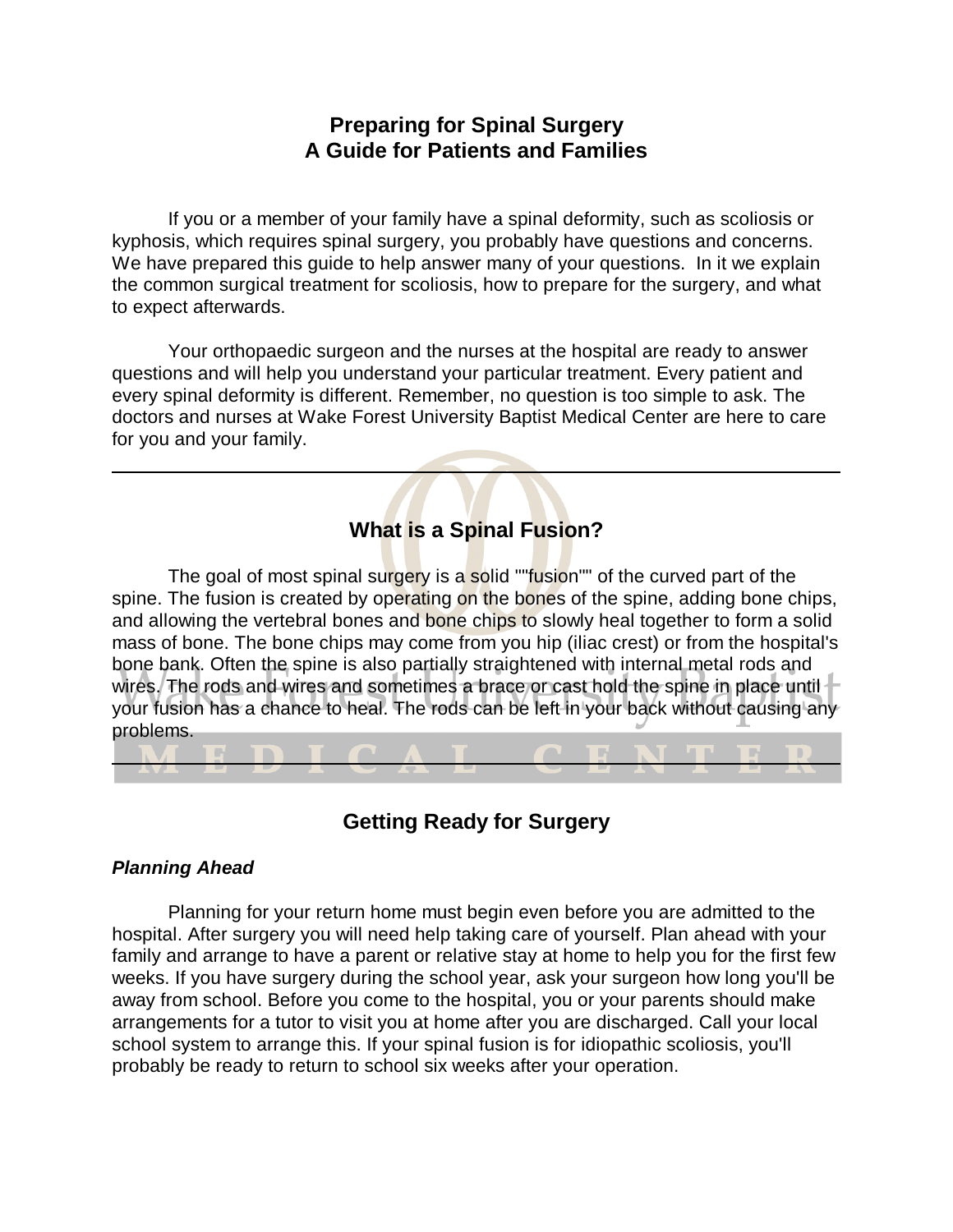# Preparing for Spinal Surgery
# A Guide for Patients and Families

If you or a member of your family have a spinal deformity, such as scoliosis or kyphosis, which requires spinal surgery, you probably have questions and concerns. We have prepared this guide to help answer many of your questions. In it we explain the common surgical treatment for scoliosis, how to prepare for the surgery, and what to expect afterwards.

Your orthopaedic surgeon and the nurses at the hospital are ready to answer questions and will help you understand your particular treatment. Every patient and every spinal deformity is different. Remember, no question is too simple to ask. The doctors and nurses at Wake Forest University Baptist Medical Center are here to care for you and your family.

---

## What is a Spinal Fusion?

The goal of most spinal surgery is a solid ""fusion"" of the curved part of the spine. The fusion is created by operating on the bones of the spine, adding bone chips, and allowing the vertebral bones and bone chips to slowly heal together to form a solid mass of bone. The bone chips may come from you hip (iliac crest) or from the hospital's bone bank. Often the spine is also partially straightened with internal metal rods and wires. The rods and wires and sometimes a brace or cast hold the spine in place until your fusion has a chance to heal. The rods can be left in your back without causing any problems.

---

## Getting Ready for Surgery

### *Planning Ahead*

Planning for your return home must begin even before you are admitted to the hospital. After surgery you will need help taking care of yourself. Plan ahead with your family and arrange to have a parent or relative stay at home to help you for the first few weeks. If you have surgery during the school year, ask your surgeon how long you'll be away from school. Before you come to the hospital, you or your parents should make arrangements for a tutor to visit you at home after you are discharged. Call your local school system to arrange this. If your spinal fusion is for idiopathic scoliosis, you'll probably be ready to return to school six weeks after your operation.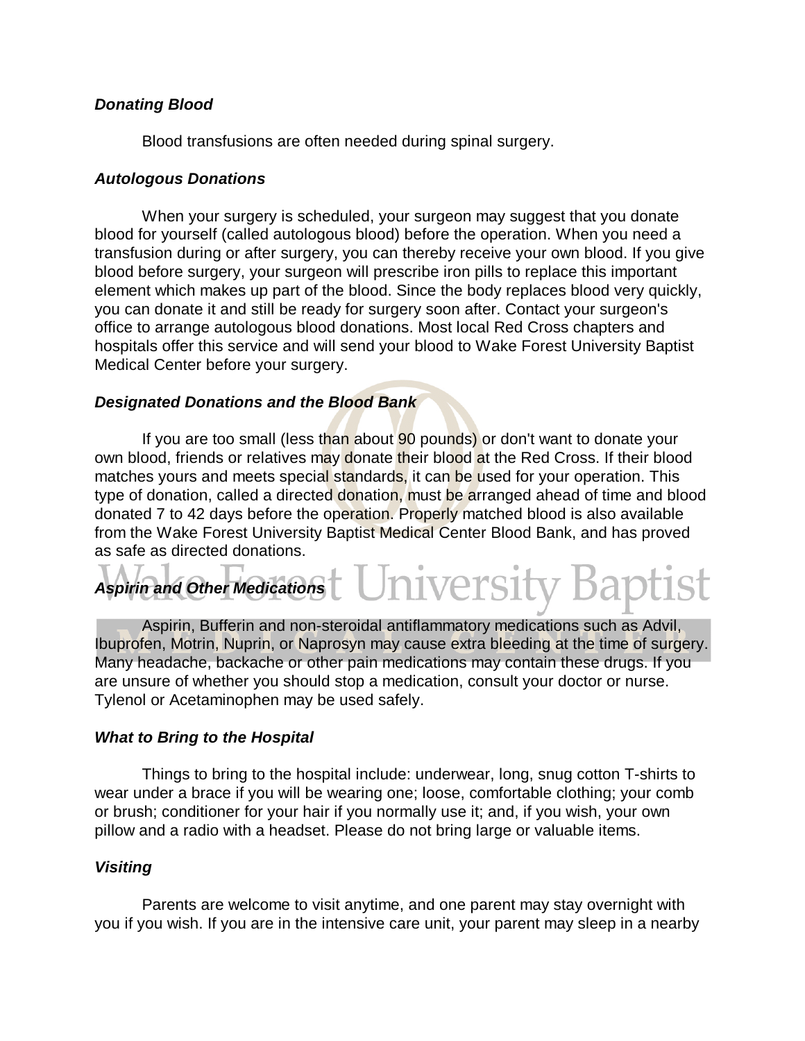### *Donating Blood*

Blood transfusions are often needed during spinal surgery.

### *Autologous Donations*

When your surgery is scheduled, your surgeon may suggest that you donate blood for yourself (called autologous blood) before the operation. When you need a transfusion during or after surgery, you can thereby receive your own blood. If you give blood before surgery, your surgeon will prescribe iron pills to replace this important element which makes up part of the blood. Since the body replaces blood very quickly, you can donate it and still be ready for surgery soon after. Contact your surgeon's office to arrange autologous blood donations. Most local Red Cross chapters and hospitals offer this service and will send your blood to Wake Forest University Baptist Medical Center before your surgery.

### *Designated Donations and the Blood Bank*

If you are too small (less than about 90 pounds) or don't want to donate your own blood, friends or relatives may donate their blood at the Red Cross. If their blood matches yours and meets special standards, it can be used for your operation. This type of donation, called a directed donation, must be arranged ahead of time and blood donated 7 to 42 days before the operation. Properly matched blood is also available from the Wake Forest University Baptist Medical Center Blood Bank, and has proved as safe as directed donations.

### *Aspirin and Other Medications*

Aspirin, Bufferin and non-steroidal antiflammatory medications such as Advil, Ibuprofen, Motrin, Nuprin, or Naprosyn may cause extra bleeding at the time of surgery. Many headache, backache or other pain medications may contain these drugs. If you are unsure of whether you should stop a medication, consult your doctor or nurse. Tylenol or Acetaminophen may be used safely.

### *What to Bring to the Hospital*

Things to bring to the hospital include: underwear, long, snug cotton T-shirts to wear under a brace if you will be wearing one; loose, comfortable clothing; your comb or brush; conditioner for your hair if you normally use it; and, if you wish, your own pillow and a radio with a headset. Please do not bring large or valuable items.

### *Visiting*

Parents are welcome to visit anytime, and one parent may stay overnight with you if you wish. If you are in the intensive care unit, your parent may sleep in a nearby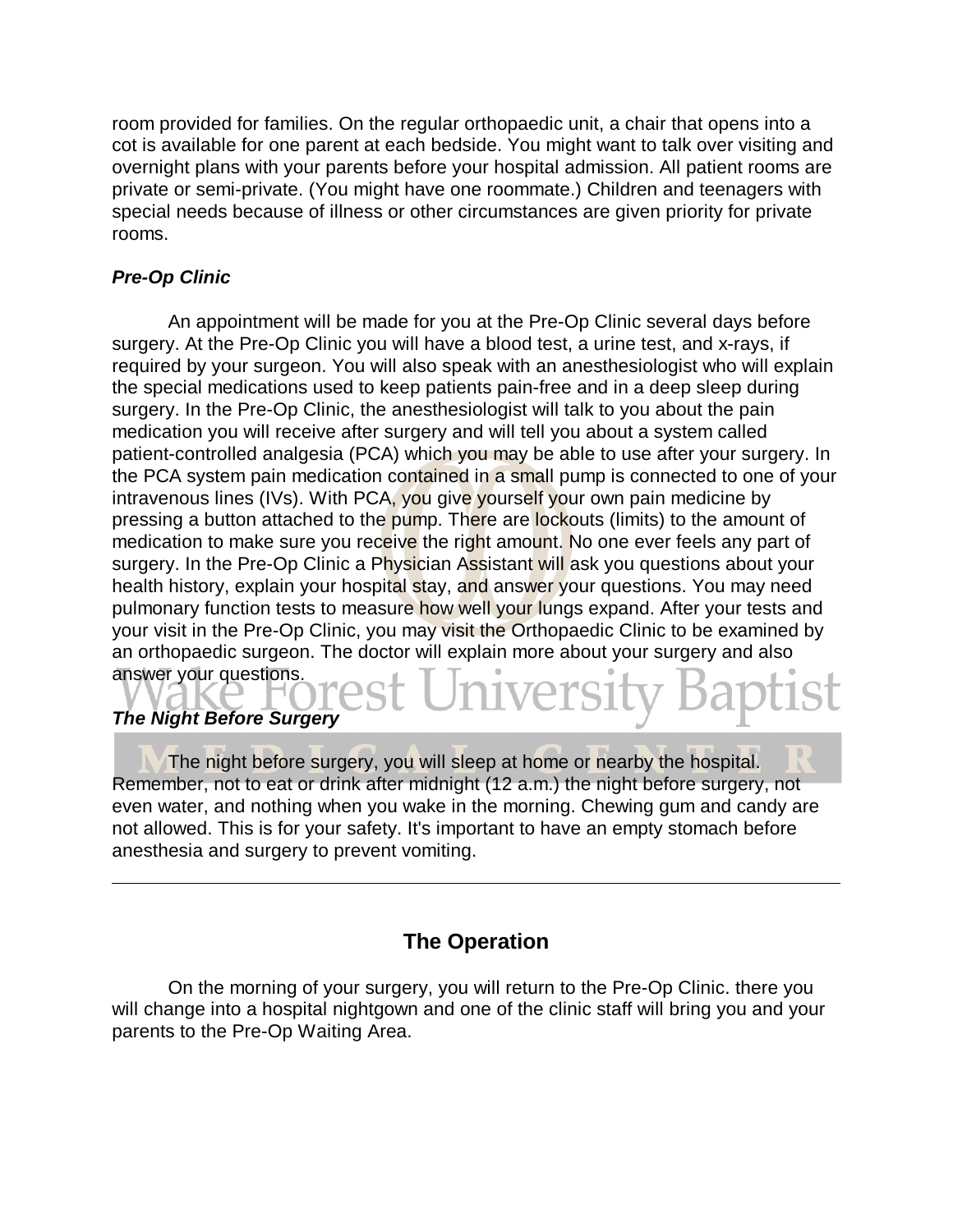room provided for families. On the regular orthopaedic unit, a chair that opens into a cot is available for one parent at each bedside. You might want to talk over visiting and overnight plans with your parents before your hospital admission. All patient rooms are private or semi-private. (You might have one roommate.) Children and teenagers with special needs because of illness or other circumstances are given priority for private rooms.

### *Pre-Op Clinic*

An appointment will be made for you at the Pre-Op Clinic several days before surgery. At the Pre-Op Clinic you will have a blood test, a urine test, and x-rays, if required by your surgeon. You will also speak with an anesthesiologist who will explain the special medications used to keep patients pain-free and in a deep sleep during surgery. In the Pre-Op Clinic, the anesthesiologist will talk to you about the pain medication you will receive after surgery and will tell you about a system called patient-controlled analgesia (PCA) which you may be able to use after your surgery. In the PCA system pain medication contained in a small pump is connected to one of your intravenous lines (IVs). With PCA, you give yourself your own pain medicine by pressing a button attached to the pump. There are lockouts (limits) to the amount of medication to make sure you receive the right amount. No one ever feels any part of surgery. In the Pre-Op Clinic a Physician Assistant will ask you questions about your health history, explain your hospital stay, and answer your questions. You may need pulmonary function tests to measure how well your lungs expand. After your tests and your visit in the Pre-Op Clinic, you may visit the Orthopaedic Clinic to be examined by an orthopaedic surgeon. The doctor will explain more about your surgery and also answer your questions.

### *The Night Before Surgery*

The night before surgery, you will sleep at home or nearby the hospital. Remember, not to eat or drink after midnight (12 a.m.) the night before surgery, not even water, and nothing when you wake in the morning. Chewing gum and candy are not allowed. This is for your safety. It's important to have an empty stomach before anesthesia and surgery to prevent vomiting.

---

## The Operation

On the morning of your surgery, you will return to the Pre-Op Clinic. there you will change into a hospital nightgown and one of the clinic staff will bring you and your parents to the Pre-Op Waiting Area.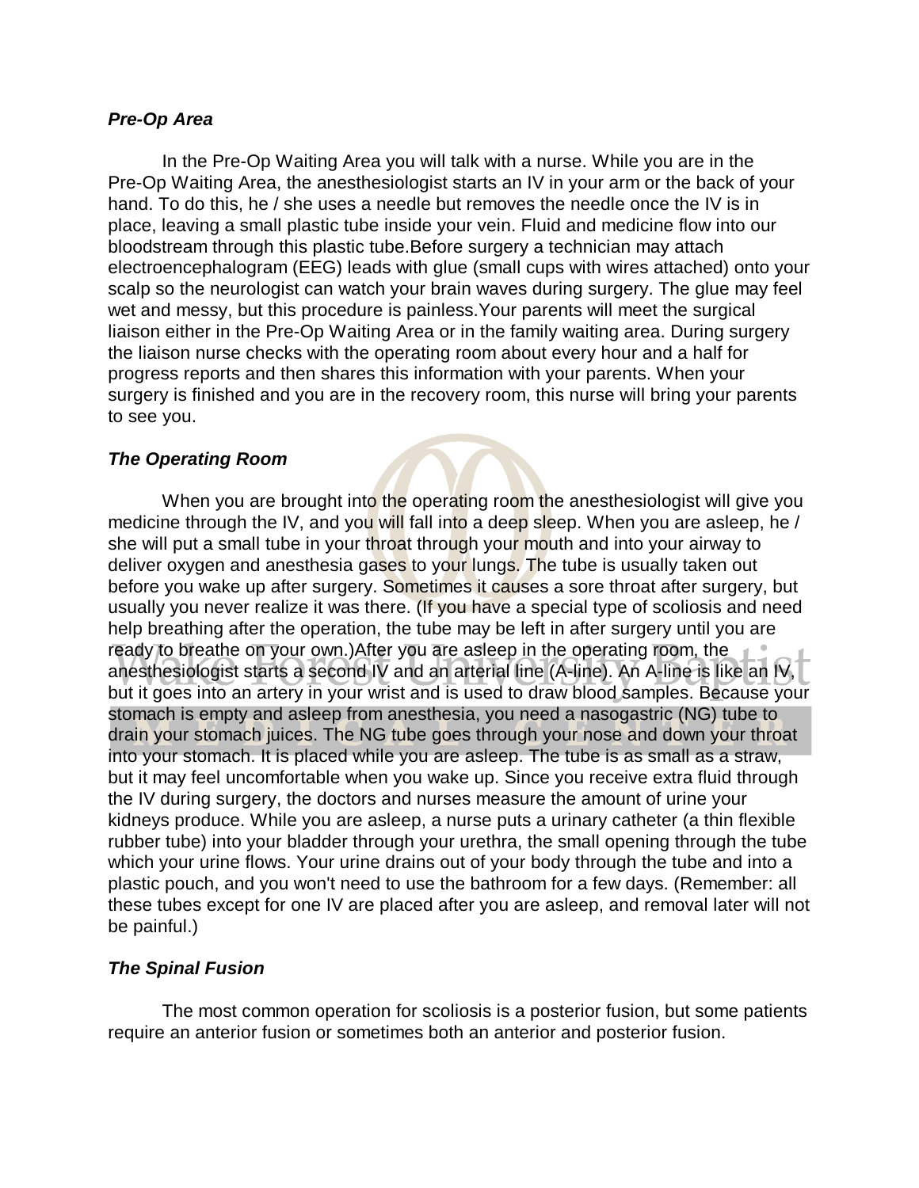***Pre-Op Area***

In the Pre-Op Waiting Area you will talk with a nurse. While you are in the Pre-Op Waiting Area, the anesthesiologist starts an IV in your arm or the back of your hand. To do this, he / she uses a needle but removes the needle once the IV is in place, leaving a small plastic tube inside your vein. Fluid and medicine flow into our bloodstream through this plastic tube.Before surgery a technician may attach electroencephalogram (EEG) leads with glue (small cups with wires attached) onto your scalp so the neurologist can watch your brain waves during surgery. The glue may feel wet and messy, but this procedure is painless.Your parents will meet the surgical liaison either in the Pre-Op Waiting Area or in the family waiting area. During surgery the liaison nurse checks with the operating room about every hour and a half for progress reports and then shares this information with your parents. When your surgery is finished and you are in the recovery room, this nurse will bring your parents to see you.

***The Operating Room***

When you are brought into the operating room the anesthesiologist will give you medicine through the IV, and you will fall into a deep sleep. When you are asleep, he / she will put a small tube in your throat through your mouth and into your airway to deliver oxygen and anesthesia gases to your lungs. The tube is usually taken out before you wake up after surgery. Sometimes it causes a sore throat after surgery, but usually you never realize it was there. (If you have a special type of scoliosis and need help breathing after the operation, the tube may be left in after surgery until you are ready to breathe on your own.)After you are asleep in the operating room, the anesthesiologist starts a second IV and an arterial line (A-line). An A-line is like an IV, but it goes into an artery in your wrist and is used to draw blood samples. Because your stomach is empty and asleep from anesthesia, you need a nasogastric (NG) tube to drain your stomach juices. The NG tube goes through your nose and down your throat into your stomach. It is placed while you are asleep. The tube is as small as a straw, but it may feel uncomfortable when you wake up. Since you receive extra fluid through the IV during surgery, the doctors and nurses measure the amount of urine your kidneys produce. While you are asleep, a nurse puts a urinary catheter (a thin flexible rubber tube) into your bladder through your urethra, the small opening through the tube which your urine flows. Your urine drains out of your body through the tube and into a plastic pouch, and you won't need to use the bathroom for a few days. (Remember: all these tubes except for one IV are placed after you are asleep, and removal later will not be painful.)

***The Spinal Fusion***

The most common operation for scoliosis is a posterior fusion, but some patients require an anterior fusion or sometimes both an anterior and posterior fusion.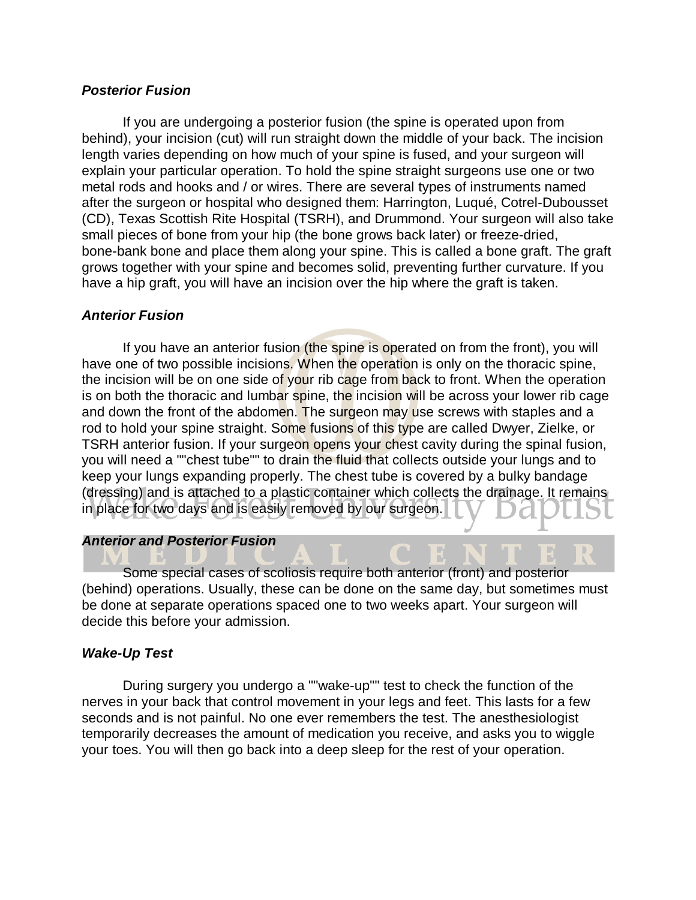***Posterior Fusion***

If you are undergoing a posterior fusion (the spine is operated upon from behind), your incision (cut) will run straight down the middle of your back. The incision length varies depending on how much of your spine is fused, and your surgeon will explain your particular operation. To hold the spine straight surgeons use one or two metal rods and hooks and / or wires. There are several types of instruments named after the surgeon or hospital who designed them: Harrington, Luqué, Cotrel-Dubousset (CD), Texas Scottish Rite Hospital (TSRH), and Drummond. Your surgeon will also take small pieces of bone from your hip (the bone grows back later) or freeze-dried, bone-bank bone and place them along your spine. This is called a bone graft. The graft grows together with your spine and becomes solid, preventing further curvature. If you have a hip graft, you will have an incision over the hip where the graft is taken.

***Anterior Fusion***

If you have an anterior fusion (the spine is operated on from the front), you will have one of two possible incisions. When the operation is only on the thoracic spine, the incision will be on one side of your rib cage from back to front. When the operation is on both the thoracic and lumbar spine, the incision will be across your lower rib cage and down the front of the abdomen. The surgeon may use screws with staples and a rod to hold your spine straight. Some fusions of this type are called Dwyer, Zielke, or TSRH anterior fusion. If your surgeon opens your chest cavity during the spinal fusion, you will need a ""chest tube"" to drain the fluid that collects outside your lungs and to keep your lungs expanding properly. The chest tube is covered by a bulky bandage (dressing) and is attached to a plastic container which collects the drainage. It remains in place for two days and is easily removed by our surgeon.

***Anterior and Posterior Fusion***

Some special cases of scoliosis require both anterior (front) and posterior (behind) operations. Usually, these can be done on the same day, but sometimes must be done at separate operations spaced one to two weeks apart. Your surgeon will decide this before your admission.

***Wake-Up Test***

During surgery you undergo a ""wake-up"" test to check the function of the nerves in your back that control movement in your legs and feet. This lasts for a few seconds and is not painful. No one ever remembers the test. The anesthesiologist temporarily decreases the amount of medication you receive, and asks you to wiggle your toes. You will then go back into a deep sleep for the rest of your operation.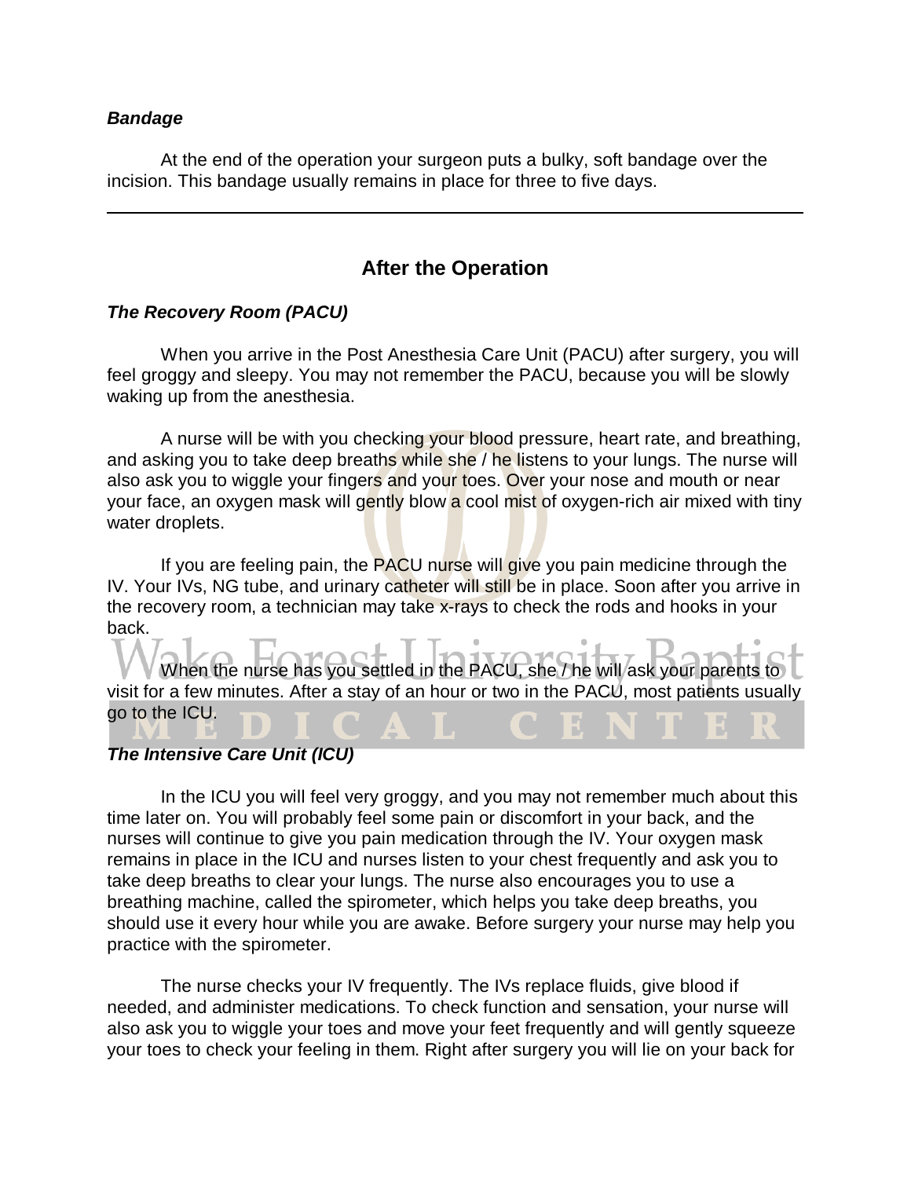### *Bandage*

At the end of the operation your surgeon puts a bulky, soft bandage over the incision. This bandage usually remains in place for three to five days.

---

## After the Operation

### *The Recovery Room (PACU)*

When you arrive in the Post Anesthesia Care Unit (PACU) after surgery, you will feel groggy and sleepy. You may not remember the PACU, because you will be slowly waking up from the anesthesia.

A nurse will be with you checking your blood pressure, heart rate, and breathing, and asking you to take deep breaths while she / he listens to your lungs. The nurse will also ask you to wiggle your fingers and your toes. Over your nose and mouth or near your face, an oxygen mask will gently blow a cool mist of oxygen-rich air mixed with tiny water droplets.

If you are feeling pain, the PACU nurse will give you pain medicine through the IV. Your IVs, NG tube, and urinary catheter will still be in place. Soon after you arrive in the recovery room, a technician may take x-rays to check the rods and hooks in your back.

When the nurse has you settled in the PACU, she / he will ask your parents to visit for a few minutes. After a stay of an hour or two in the PACU, most patients usually go to the ICU.

### *The Intensive Care Unit (ICU)*

In the ICU you will feel very groggy, and you may not remember much about this time later on. You will probably feel some pain or discomfort in your back, and the nurses will continue to give you pain medication through the IV. Your oxygen mask remains in place in the ICU and nurses listen to your chest frequently and ask you to take deep breaths to clear your lungs. The nurse also encourages you to use a breathing machine, called the spirometer, which helps you take deep breaths, you should use it every hour while you are awake. Before surgery your nurse may help you practice with the spirometer.

The nurse checks your IV frequently. The IVs replace fluids, give blood if needed, and administer medications. To check function and sensation, your nurse will also ask you to wiggle your toes and move your feet frequently and will gently squeeze your toes to check your feeling in them. Right after surgery you will lie on your back for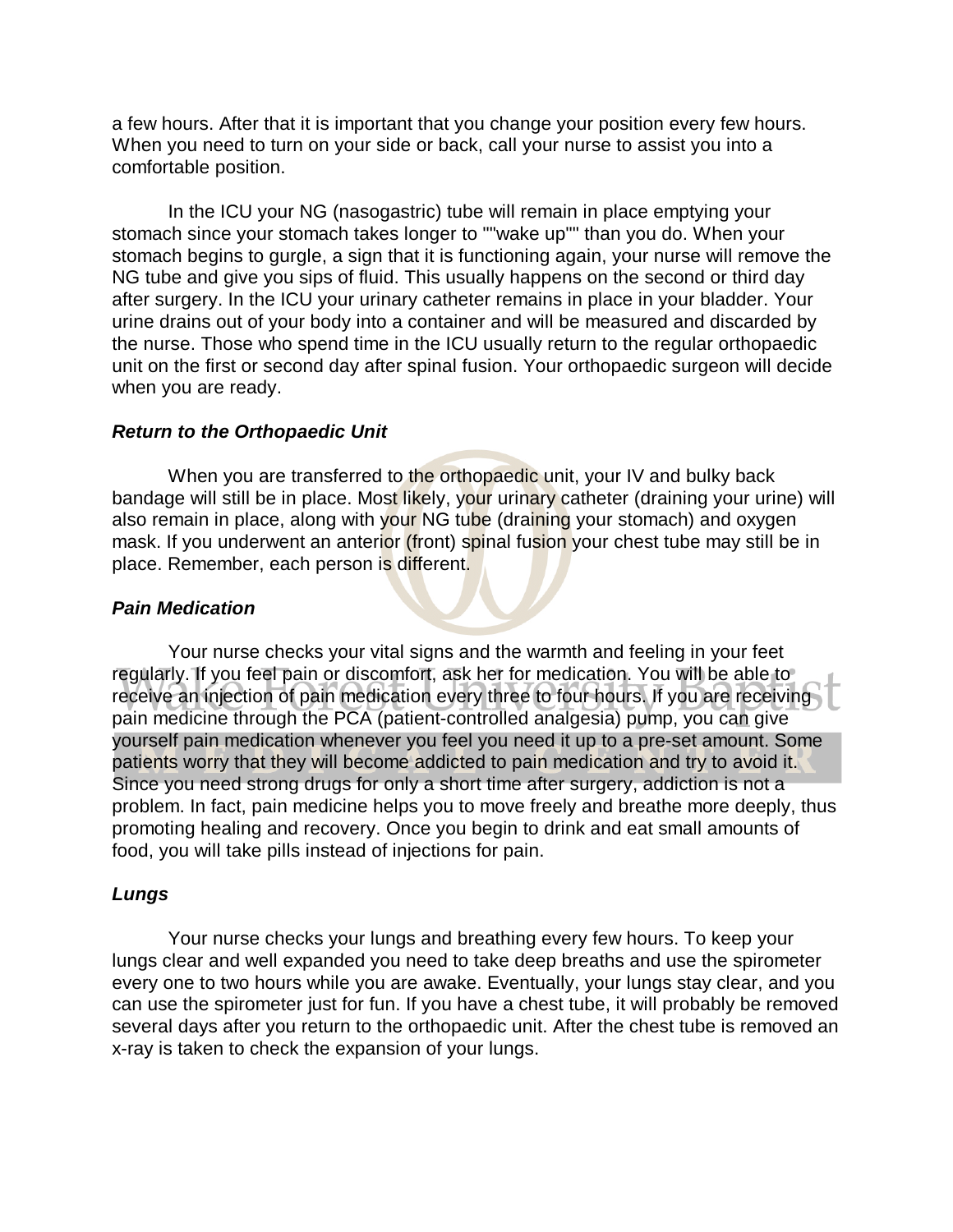a few hours. After that it is important that you change your position every few hours. When you need to turn on your side or back, call your nurse to assist you into a comfortable position.

In the ICU your NG (nasogastric) tube will remain in place emptying your stomach since your stomach takes longer to ""wake up"" than you do. When your stomach begins to gurgle, a sign that it is functioning again, your nurse will remove the NG tube and give you sips of fluid. This usually happens on the second or third day after surgery. In the ICU your urinary catheter remains in place in your bladder. Your urine drains out of your body into a container and will be measured and discarded by the nurse. Those who spend time in the ICU usually return to the regular orthopaedic unit on the first or second day after spinal fusion. Your orthopaedic surgeon will decide when you are ready.

### *Return to the Orthopaedic Unit*

When you are transferred to the orthopaedic unit, your IV and bulky back bandage will still be in place. Most likely, your urinary catheter (draining your urine) will also remain in place, along with your NG tube (draining your stomach) and oxygen mask. If you underwent an anterior (front) spinal fusion your chest tube may still be in place. Remember, each person is different.

### *Pain Medication*

Your nurse checks your vital signs and the warmth and feeling in your feet regularly. If you feel pain or discomfort, ask her for medication. You will be able to receive an injection of pain medication every three to four hours. If you are receiving pain medicine through the PCA (patient-controlled analgesia) pump, you can give yourself pain medication whenever you feel you need it up to a pre-set amount. Some patients worry that they will become addicted to pain medication and try to avoid it. Since you need strong drugs for only a short time after surgery, addiction is not a problem. In fact, pain medicine helps you to move freely and breathe more deeply, thus promoting healing and recovery. Once you begin to drink and eat small amounts of food, you will take pills instead of injections for pain.

### *Lungs*

Your nurse checks your lungs and breathing every few hours. To keep your lungs clear and well expanded you need to take deep breaths and use the spirometer every one to two hours while you are awake. Eventually, your lungs stay clear, and you can use the spirometer just for fun. If you have a chest tube, it will probably be removed several days after you return to the orthopaedic unit. After the chest tube is removed an x-ray is taken to check the expansion of your lungs.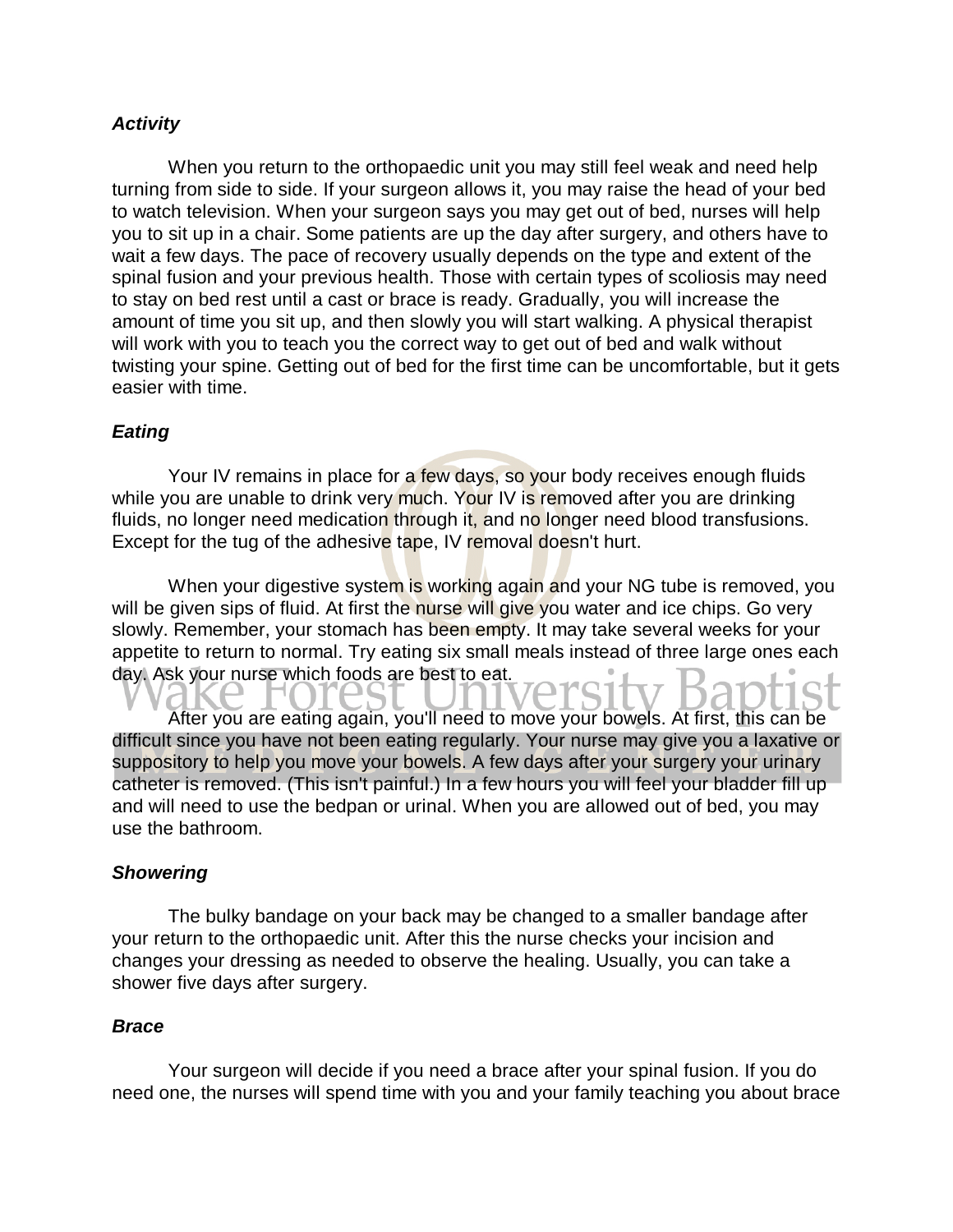### *Activity*

When you return to the orthopaedic unit you may still feel weak and need help turning from side to side. If your surgeon allows it, you may raise the head of your bed to watch television. When your surgeon says you may get out of bed, nurses will help you to sit up in a chair. Some patients are up the day after surgery, and others have to wait a few days. The pace of recovery usually depends on the type and extent of the spinal fusion and your previous health. Those with certain types of scoliosis may need to stay on bed rest until a cast or brace is ready. Gradually, you will increase the amount of time you sit up, and then slowly you will start walking. A physical therapist will work with you to teach you the correct way to get out of bed and walk without twisting your spine. Getting out of bed for the first time can be uncomfortable, but it gets easier with time.

### *Eating*

Your IV remains in place for a few days, so your body receives enough fluids while you are unable to drink very much. Your IV is removed after you are drinking fluids, no longer need medication through it, and no longer need blood transfusions. Except for the tug of the adhesive tape, IV removal doesn't hurt.

When your digestive system is working again and your NG tube is removed, you will be given sips of fluid. At first the nurse will give you water and ice chips. Go very slowly. Remember, your stomach has been empty. It may take several weeks for your appetite to return to normal. Try eating six small meals instead of three large ones each day. Ask your nurse which foods are best to eat.

After you are eating again, you'll need to move your bowels. At first, this can be difficult since you have not been eating regularly. Your nurse may give you a laxative or suppository to help you move your bowels. A few days after your surgery your urinary catheter is removed. (This isn't painful.) In a few hours you will feel your bladder fill up and will need to use the bedpan or urinal. When you are allowed out of bed, you may use the bathroom.

### *Showering*

The bulky bandage on your back may be changed to a smaller bandage after your return to the orthopaedic unit. After this the nurse checks your incision and changes your dressing as needed to observe the healing. Usually, you can take a shower five days after surgery.

### *Brace*

Your surgeon will decide if you need a brace after your spinal fusion. If you do need one, the nurses will spend time with you and your family teaching you about brace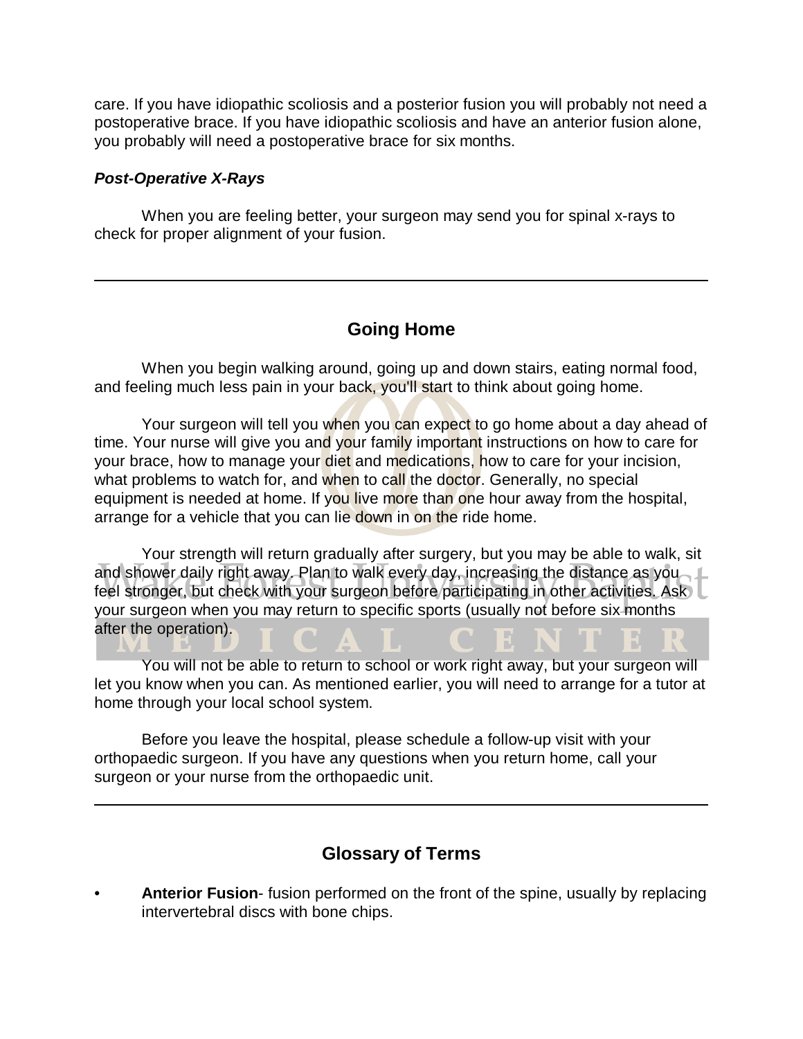care. If you have idiopathic scoliosis and a posterior fusion you will probably not need a postoperative brace. If you have idiopathic scoliosis and have an anterior fusion alone, you probably will need a postoperative brace for six months.

***Post-Operative X-Rays***

When you are feeling better, your surgeon may send you for spinal x-rays to check for proper alignment of your fusion.

---

## Going Home

When you begin walking around, going up and down stairs, eating normal food, and feeling much less pain in your back, you'll start to think about going home.

Your surgeon will tell you when you can expect to go home about a day ahead of time. Your nurse will give you and your family important instructions on how to care for your brace, how to manage your diet and medications, how to care for your incision, what problems to watch for, and when to call the doctor. Generally, no special equipment is needed at home. If you live more than one hour away from the hospital, arrange for a vehicle that you can lie down in on the ride home.

Your strength will return gradually after surgery, but you may be able to walk, sit and shower daily right away. Plan to walk every day, increasing the distance as you feel stronger, but check with your surgeon before participating in other activities. Ask your surgeon when you may return to specific sports (usually not before six months after the operation).

You will not be able to return to school or work right away, but your surgeon will let you know when you can. As mentioned earlier, you will need to arrange for a tutor at home through your local school system.

Before you leave the hospital, please schedule a follow-up visit with your orthopaedic surgeon. If you have any questions when you return home, call your surgeon or your nurse from the orthopaedic unit.

---

## Glossary of Terms

- **Anterior Fusion**- fusion performed on the front of the spine, usually by replacing intervertebral discs with bone chips.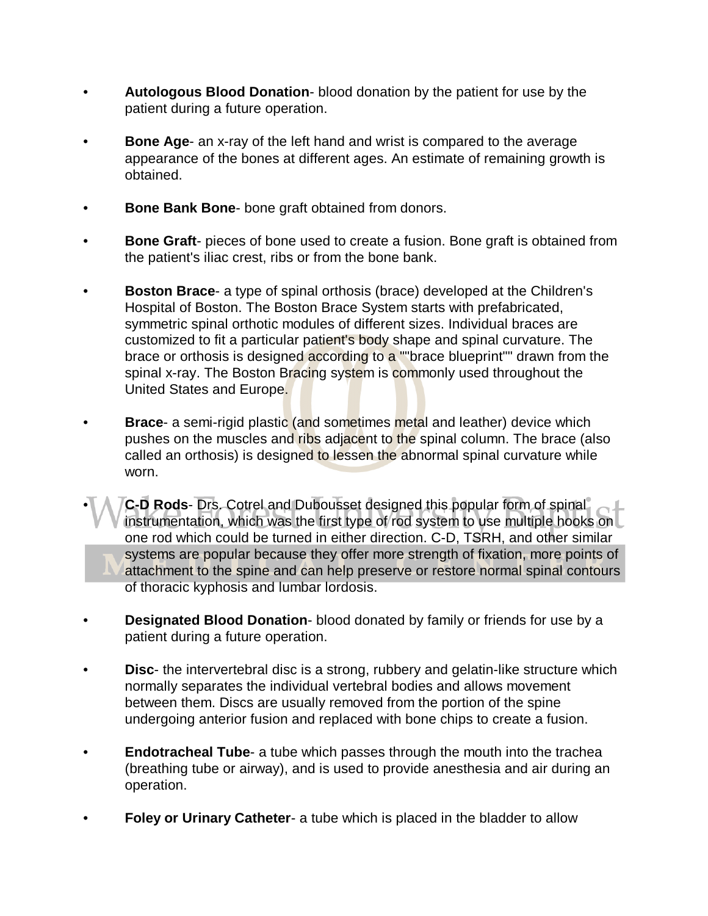- **Autologous Blood Donation**- blood donation by the patient for use by the patient during a future operation.

- **Bone Age**- an x-ray of the left hand and wrist is compared to the average appearance of the bones at different ages. An estimate of remaining growth is obtained.

- **Bone Bank Bone**- bone graft obtained from donors.

- **Bone Graft**- pieces of bone used to create a fusion. Bone graft is obtained from the patient's iliac crest, ribs or from the bone bank.

- **Boston Brace**- a type of spinal orthosis (brace) developed at the Children's Hospital of Boston. The Boston Brace System starts with prefabricated, symmetric spinal orthotic modules of different sizes. Individual braces are customized to fit a particular patient's body shape and spinal curvature. The brace or orthosis is designed according to a ""brace blueprint"" drawn from the spinal x-ray. The Boston Bracing system is commonly used throughout the United States and Europe.

- **Brace**- a semi-rigid plastic (and sometimes metal and leather) device which pushes on the muscles and ribs adjacent to the spinal column. The brace (also called an orthosis) is designed to lessen the abnormal spinal curvature while worn.

- **C-D Rods**- Drs. Cotrel and Dubousset designed this popular form of spinal instrumentation, which was the first type of rod system to use multiple hooks on one rod which could be turned in either direction. C-D, TSRH, and other similar systems are popular because they offer more strength of fixation, more points of attachment to the spine and can help preserve or restore normal spinal contours of thoracic kyphosis and lumbar lordosis.

- **Designated Blood Donation**- blood donated by family or friends for use by a patient during a future operation.

- **Disc**- the intervertebral disc is a strong, rubbery and gelatin-like structure which normally separates the individual vertebral bodies and allows movement between them. Discs are usually removed from the portion of the spine undergoing anterior fusion and replaced with bone chips to create a fusion.

- **Endotracheal Tube**- a tube which passes through the mouth into the trachea (breathing tube or airway), and is used to provide anesthesia and air during an operation.

- **Foley or Urinary Catheter**- a tube which is placed in the bladder to allow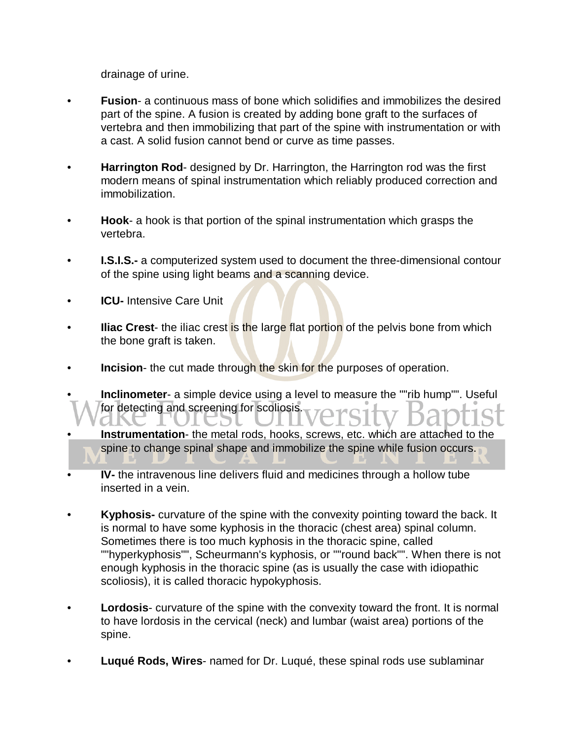drainage of urine.

- **Fusion**- a continuous mass of bone which solidifies and immobilizes the desired part of the spine. A fusion is created by adding bone graft to the surfaces of vertebra and then immobilizing that part of the spine with instrumentation or with a cast. A solid fusion cannot bend or curve as time passes.

- **Harrington Rod**- designed by Dr. Harrington, the Harrington rod was the first modern means of spinal instrumentation which reliably produced correction and immobilization.

- **Hook**- a hook is that portion of the spinal instrumentation which grasps the vertebra.

- **I.S.I.S.-** a computerized system used to document the three-dimensional contour of the spine using light beams and a scanning device.

- **ICU-** Intensive Care Unit

- **Iliac Crest**- the iliac crest is the large flat portion of the pelvis bone from which the bone graft is taken.

- **Incision**- the cut made through the skin for the purposes of operation.

- **Inclinometer**- a simple device using a level to measure the ""rib hump"". Useful for detecting and screening for scoliosis.

- **Instrumentation**- the metal rods, hooks, screws, etc. which are attached to the spine to change spinal shape and immobilize the spine while fusion occurs.

- **IV-** the intravenous line delivers fluid and medicines through a hollow tube inserted in a vein.

- **Kyphosis-** curvature of the spine with the convexity pointing toward the back. It is normal to have some kyphosis in the thoracic (chest area) spinal column. Sometimes there is too much kyphosis in the thoracic spine, called ""hyperkyphosis"", Scheurmann's kyphosis, or ""round back"". When there is not enough kyphosis in the thoracic spine (as is usually the case with idiopathic scoliosis), it is called thoracic hypokyphosis.

- **Lordosis**- curvature of the spine with the convexity toward the front. It is normal to have lordosis in the cervical (neck) and lumbar (waist area) portions of the spine.

- **Luqué Rods, Wires**- named for Dr. Luqué, these spinal rods use sublaminar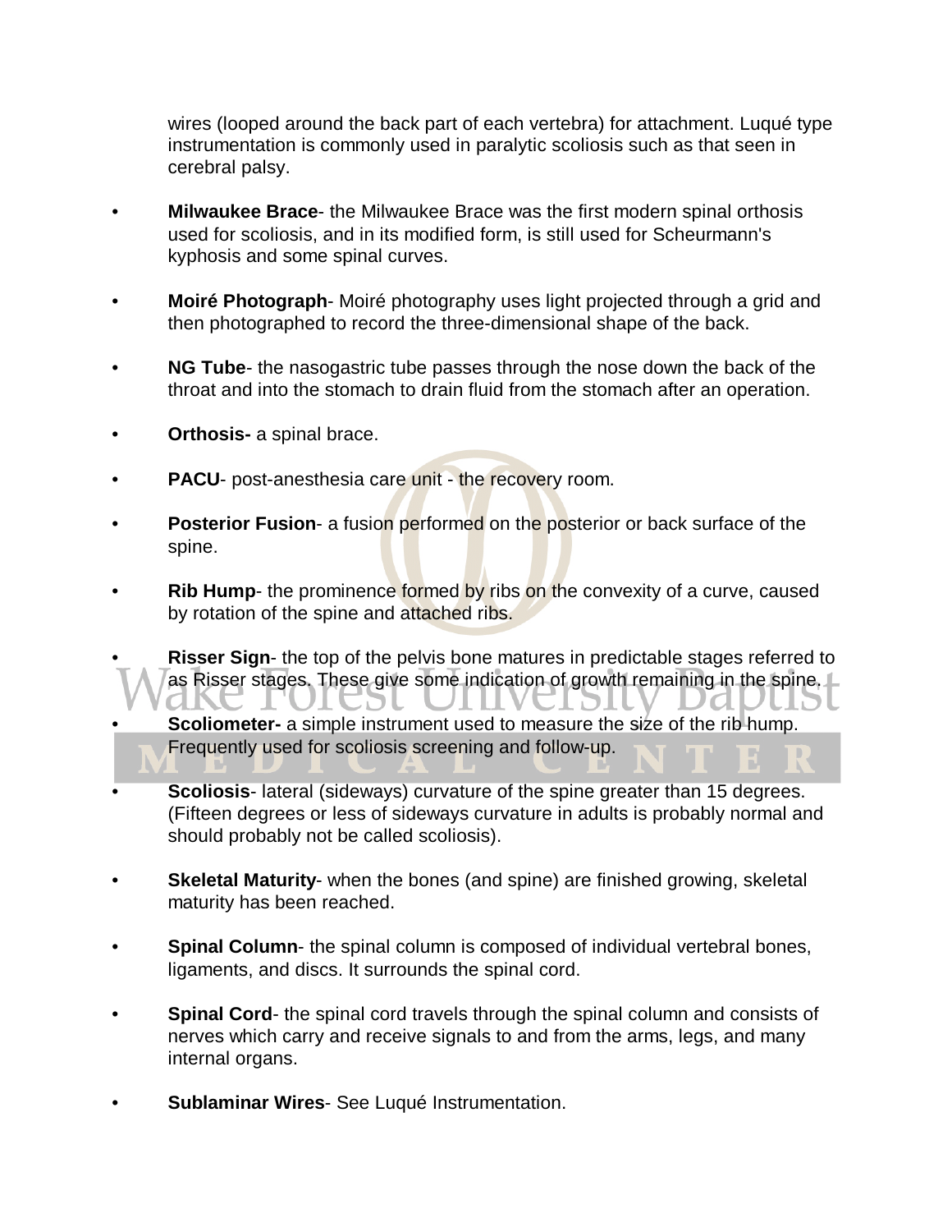wires (looped around the back part of each vertebra) for attachment. Luqué type instrumentation is commonly used in paralytic scoliosis such as that seen in cerebral palsy.

- **Milwaukee Brace**- the Milwaukee Brace was the first modern spinal orthosis used for scoliosis, and in its modified form, is still used for Scheurmann's kyphosis and some spinal curves.

- **Moiré Photograph**- Moiré photography uses light projected through a grid and then photographed to record the three-dimensional shape of the back.

- **NG Tube**- the nasogastric tube passes through the nose down the back of the throat and into the stomach to drain fluid from the stomach after an operation.

- **Orthosis-** a spinal brace.

- **PACU**- post-anesthesia care unit - the recovery room.

- **Posterior Fusion**- a fusion performed on the posterior or back surface of the spine.

- **Rib Hump**- the prominence formed by ribs on the convexity of a curve, caused by rotation of the spine and attached ribs.

- **Risser Sign**- the top of the pelvis bone matures in predictable stages referred to as Risser stages. These give some indication of growth remaining in the spine.

- **Scoliometer-** a simple instrument used to measure the size of the rib hump. Frequently used for scoliosis screening and follow-up.

- **Scoliosis**- lateral (sideways) curvature of the spine greater than 15 degrees. (Fifteen degrees or less of sideways curvature in adults is probably normal and should probably not be called scoliosis).

- **Skeletal Maturity**- when the bones (and spine) are finished growing, skeletal maturity has been reached.

- **Spinal Column**- the spinal column is composed of individual vertebral bones, ligaments, and discs. It surrounds the spinal cord.

- **Spinal Cord**- the spinal cord travels through the spinal column and consists of nerves which carry and receive signals to and from the arms, legs, and many internal organs.

- **Sublaminar Wires**- See Luqué Instrumentation.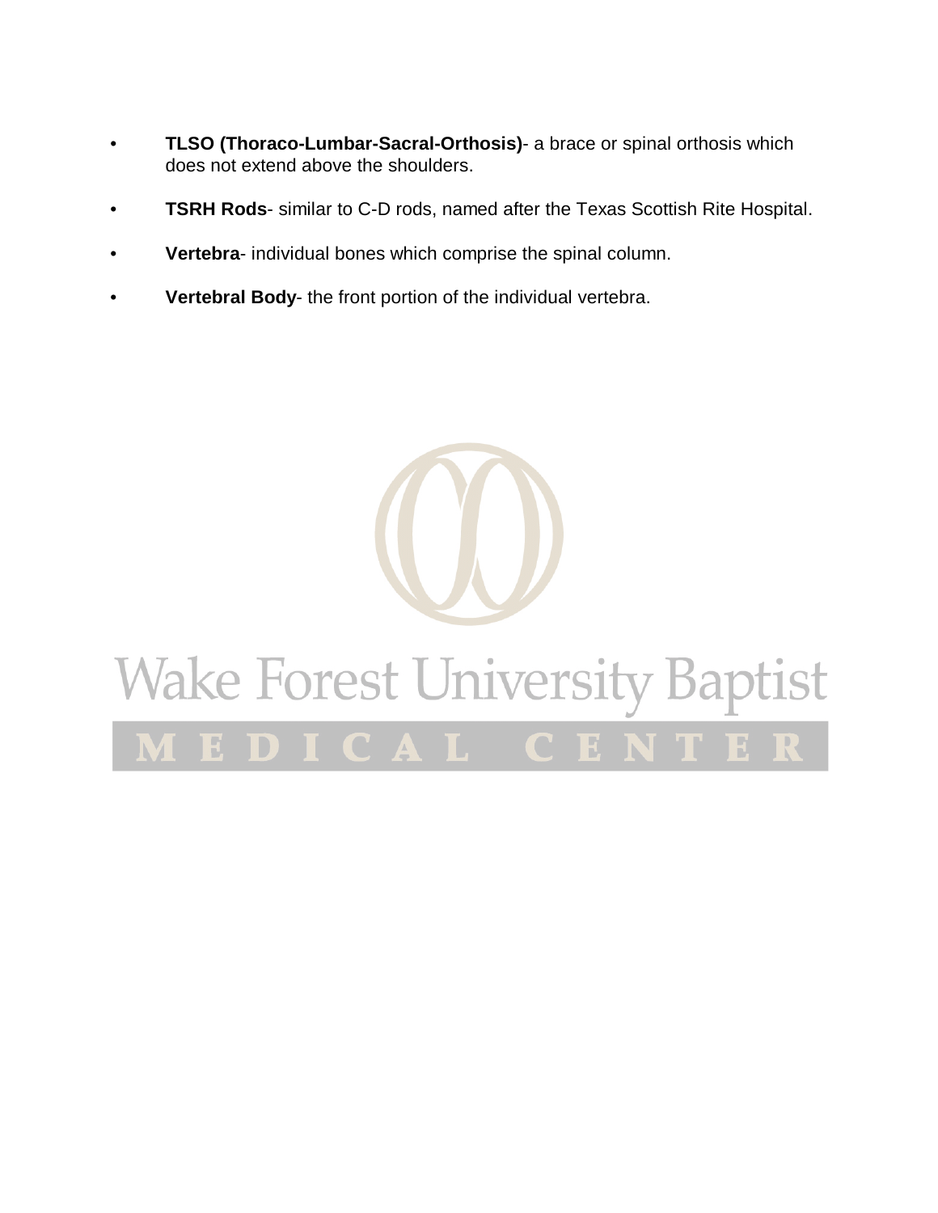- **TLSO (Thoraco-Lumbar-Sacral-Orthosis)**- a brace or spinal orthosis which does not extend above the shoulders.
- **TSRH Rods**- similar to C-D rods, named after the Texas Scottish Rite Hospital.
- **Vertebra**- individual bones which comprise the spinal column.
- **Vertebral Body**- the front portion of the individual vertebra.

Wake Forest University Baptist

MEDICAL CENTER